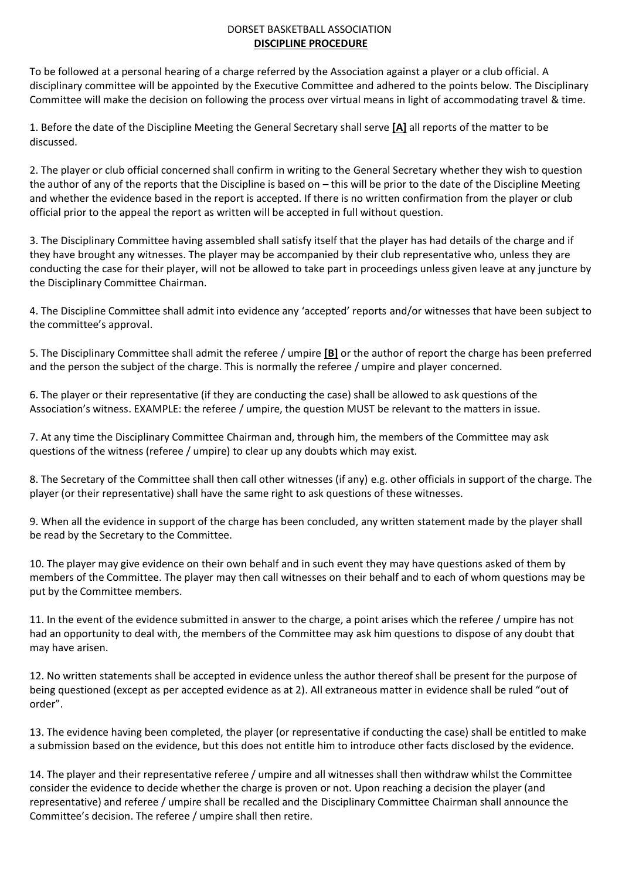DORSET BASKETBALL ASSOCIATION

**DISCIPLINE PROCEDURE**

To be followed at a personal hearing of a charge referred by the Association against a player or a club official. A disciplinary committee will be appointed by the Executive Committee and adhered to the points below. The Disciplinary Committee will make the decision on following the process over virtual means in light of accommodating travel & time.

1. Before the date of the Discipline Meeting the General Secretary shall serve **[A]** all reports of the matter to be discussed.

2. The player or club official concerned shall confirm in writing to the General Secretary whether they wish to question the author of any of the reports that the Discipline is based on – this will be prior to the date of the Discipline Meeting and whether the evidence based in the report is accepted. If there is no written confirmation from the player or club official prior to the appeal the report as written will be accepted in full without question.

3. The Disciplinary Committee having assembled shall satisfy itself that the player has had details of the charge and if they have brought any witnesses. The player may be accompanied by their club representative who, unless they are conducting the case for their player, will not be allowed to take part in proceedings unless given leave at any juncture by the Disciplinary Committee Chairman.

4. The Discipline Committee shall admit into evidence any 'accepted' reports and/or witnesses that have been subject to the committee's approval.

5. The Disciplinary Committee shall admit the referee / umpire **[B]** or the author of report the charge has been preferred and the person the subject of the charge. This is normally the referee / umpire and player concerned.

6. The player or their representative (if they are conducting the case) shall be allowed to ask questions of the Association's witness. EXAMPLE: the referee / umpire, the question MUST be relevant to the matters in issue.

7. At any time the Disciplinary Committee Chairman and, through him, the members of the Committee may ask questions of the witness (referee / umpire) to clear up any doubts which may exist.

8. The Secretary of the Committee shall then call other witnesses (if any) e.g. other officials in support of the charge. The player (or their representative) shall have the same right to ask questions of these witnesses.

9. When all the evidence in support of the charge has been concluded, any written statement made by the player shall be read by the Secretary to the Committee.

10. The player may give evidence on their own behalf and in such event they may have questions asked of them by members of the Committee. The player may then call witnesses on their behalf and to each of whom questions may be put by the Committee members.

11. In the event of the evidence submitted in answer to the charge, a point arises which the referee / umpire has not had an opportunity to deal with, the members of the Committee may ask him questions to dispose of any doubt that may have arisen.

12. No written statements shall be accepted in evidence unless the author thereof shall be present for the purpose of being questioned (except as per accepted evidence as at 2). All extraneous matter in evidence shall be ruled "out of order".

13. The evidence having been completed, the player (or representative if conducting the case) shall be entitled to make a submission based on the evidence, but this does not entitle him to introduce other facts disclosed by the evidence.

14. The player and their representative referee / umpire and all witnesses shall then withdraw whilst the Committee consider the evidence to decide whether the charge is proven or not. Upon reaching a decision the player (and representative) and referee / umpire shall be recalled and the Disciplinary Committee Chairman shall announce the Committee's decision. The referee / umpire shall then retire.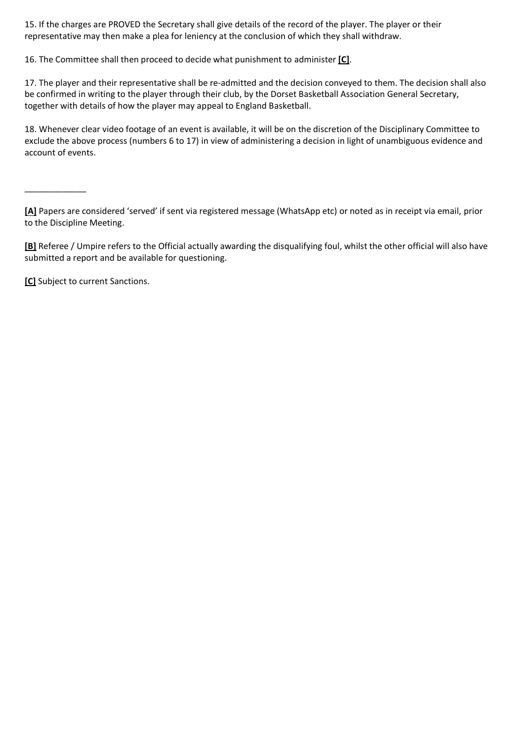15. If the charges are PROVED the Secretary shall give details of the record of the player. The player or their representative may then make a plea for leniency at the conclusion of which they shall withdraw.

16. The Committee shall then proceed to decide what punishment to administer **[C]**.

17. The player and their representative shall be re-admitted and the decision conveyed to them. The decision shall also be confirmed in writing to the player through their club, by the Dorset Basketball Association General Secretary, together with details of how the player may appeal to England Basketball.

18. Whenever clear video footage of an event is available, it will be on the discretion of the Disciplinary Committee to exclude the above process (numbers 6 to 17) in view of administering a decision in light of unambiguous evidence and account of events.

____________

**[A]** Papers are considered 'served' if sent via registered message (WhatsApp etc) or noted as in receipt via email, prior to the Discipline Meeting.

**[B]** Referee / Umpire refers to the Official actually awarding the disqualifying foul, whilst the other official will also have submitted a report and be available for questioning.

**[C]** Subject to current Sanctions.